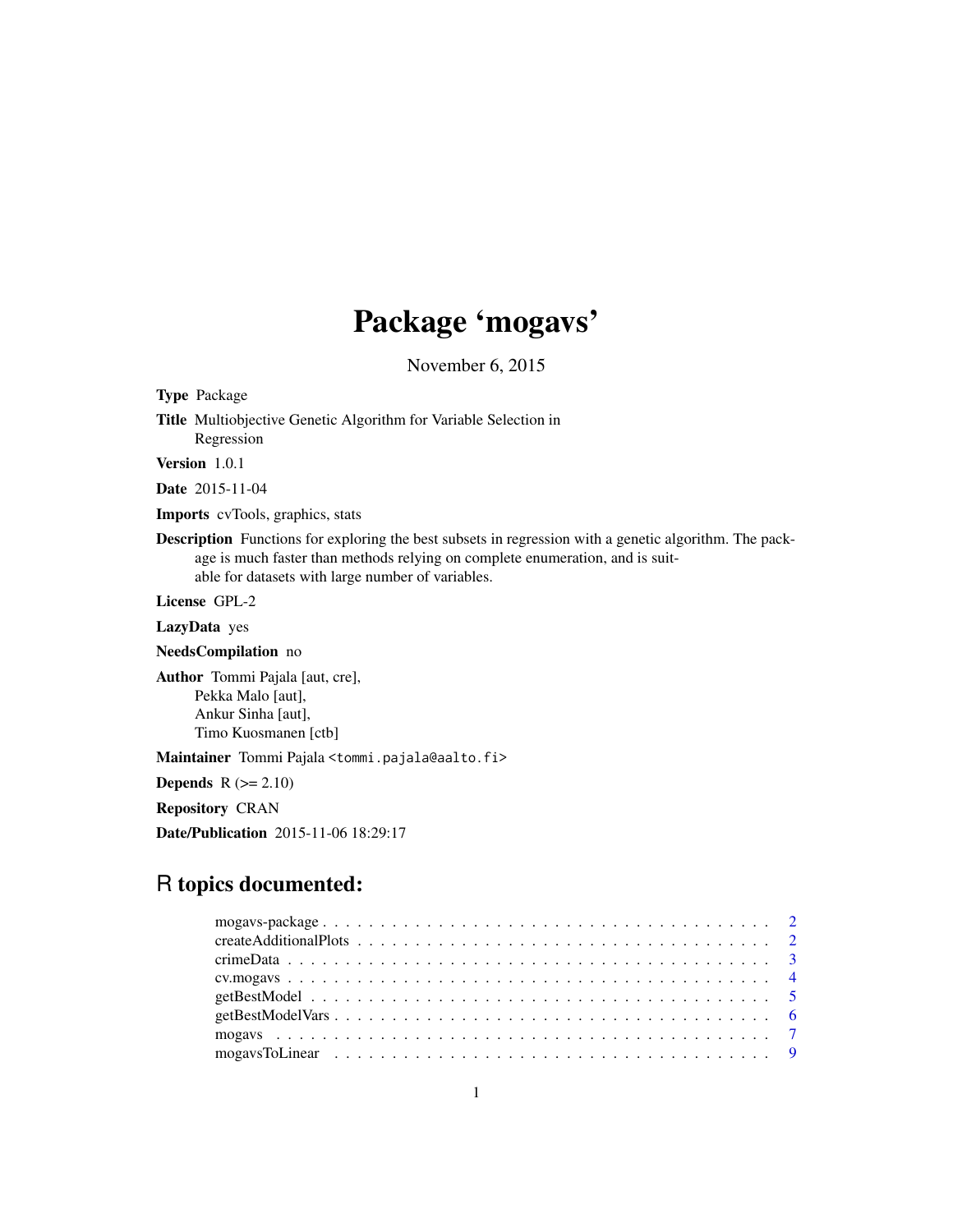# Package 'mogavs'

November 6, 2015

**Type** Package

**Title** Multiobjective Genetic Algorithm for Variable Selection in Regression

**Version** 1.0.1

**Date** 2015-11-04

**Imports** cvTools, graphics, stats

**Description** Functions for exploring the best subsets in regression with a genetic algorithm. The package is much faster than methods relying on complete enumeration, and is suitable for datasets with large number of variables.

**License** GPL-2

**LazyData** yes

**NeedsCompilation** no

**Author** Tommi Pajala [aut, cre],
Pekka Malo [aut],
Ankur Sinha [aut],
Timo Kuosmanen [ctb]

**Maintainer** Tommi Pajala <tommi.pajala@aalto.fi>

**Depends** R (>= 2.10)

**Repository** CRAN

**Date/Publication** 2015-11-06 18:29:17

## R topics documented:

- mogavs-package . . . . . . . . . . . . . . . . . . . . . . . . . . . . . . . . . . . . . . 2
- createAdditionalPlots . . . . . . . . . . . . . . . . . . . . . . . . . . . . . . . . . . . . 2
- crimeData . . . . . . . . . . . . . . . . . . . . . . . . . . . . . . . . . . . . . . . . . . 3
- cv.mogavs . . . . . . . . . . . . . . . . . . . . . . . . . . . . . . . . . . . . . . . . . . 4
- getBestModel . . . . . . . . . . . . . . . . . . . . . . . . . . . . . . . . . . . . . . . . 5
- getBestModelVars . . . . . . . . . . . . . . . . . . . . . . . . . . . . . . . . . . . . . . 6
- mogavs . . . . . . . . . . . . . . . . . . . . . . . . . . . . . . . . . . . . . . . . . . . 7
- mogavsToLinear . . . . . . . . . . . . . . . . . . . . . . . . . . . . . . . . . . . . . . . 9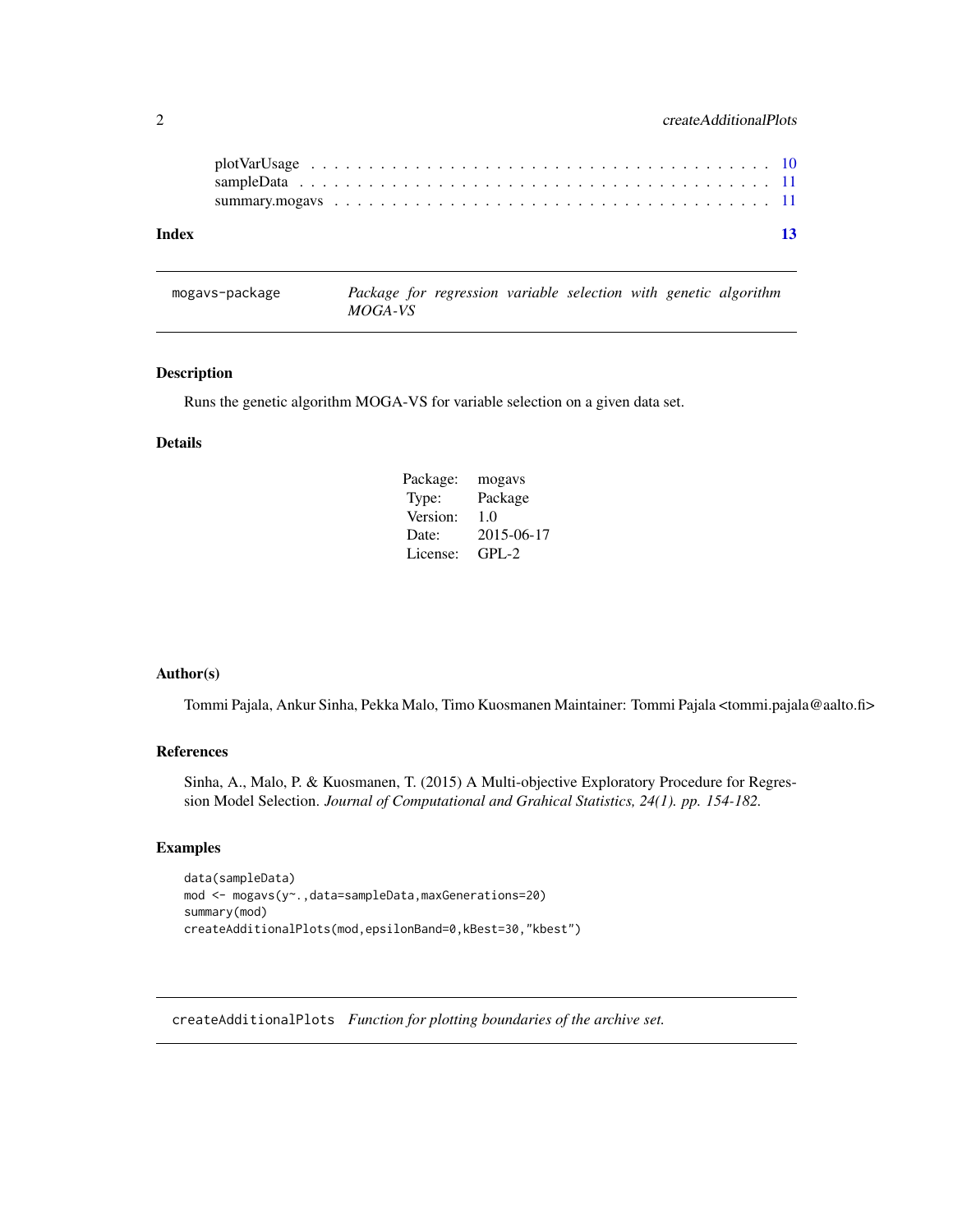| | |
|---|---|
| plotVarUsage | 10 |
| sampleData | 11 |
| summary.mogavs | 11 |

**Index** **13**

---

`mogavs-package` *Package for regression variable selection with genetic algorithm MOGA-VS*

---

## Description

Runs the genetic algorithm MOGA-VS for variable selection on a given data set.

## Details

| | |
|---|---|
| Package: | mogavs |
| Type: | Package |
| Version: | 1.0 |
| Date: | 2015-06-17 |
| License: | GPL-2 |

## Author(s)

Tommi Pajala, Ankur Sinha, Pekka Malo, Timo Kuosmanen Maintainer: Tommi Pajala <tommi.pajala@aalto.fi>

## References

Sinha, A., Malo, P. & Kuosmanen, T. (2015) A Multi-objective Exploratory Procedure for Regression Model Selection. *Journal of Computational and Grahical Statistics, 24(1). pp. 154-182.*

## Examples

```
data(sampleData)
mod <- mogavs(y~.,data=sampleData,maxGenerations=20)
summary(mod)
createAdditionalPlots(mod,epsilonBand=0,kBest=30,"kbest")
```

---

`createAdditionalPlots` *Function for plotting boundaries of the archive set.*

---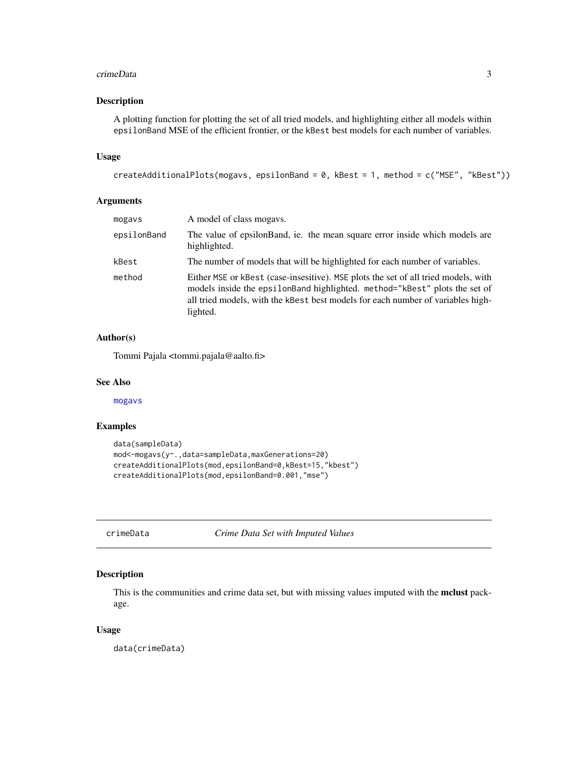## Description

A plotting function for plotting the set of all tried models, and highlighting either all models within `epsilonBand` MSE of the efficient frontier, or the `kBest` best models for each number of variables.

## Usage

```
createAdditionalPlots(mogavs, epsilonBand = 0, kBest = 1, method = c("MSE", "kBest"))
```

## Arguments

| | |
|---|---|
| `mogavs` | A model of class mogavs. |
| `epsilonBand` | The value of epsilonBand, ie. the mean square error inside which models are highlighted. |
| `kBest` | The number of models that will be highlighted for each number of variables. |
| `method` | Either `MSE` or `kBest` (case-insesitive). `MSE` plots the set of all tried models, with models inside the `epsilonBand` highlighted. `method="kBest"` plots the set of all tried models, with the `kBest` best models for each number of variables highlighted. |

## Author(s)

Tommi Pajala <tommi.pajala@aalto.fi>

## See Also

mogavs

## Examples

```
data(sampleData)
mod<-mogavs(y~.,data=sampleData,maxGenerations=20)
createAdditionalPlots(mod,epsilonBand=0,kBest=15,"kbest")
createAdditionalPlots(mod,epsilonBand=0.001,"mse")
```

---

# crimeData — *Crime Data Set with Imputed Values*

## Description

This is the communities and crime data set, but with missing values imputed with the **mclust** package.

## Usage

```
data(crimeData)
```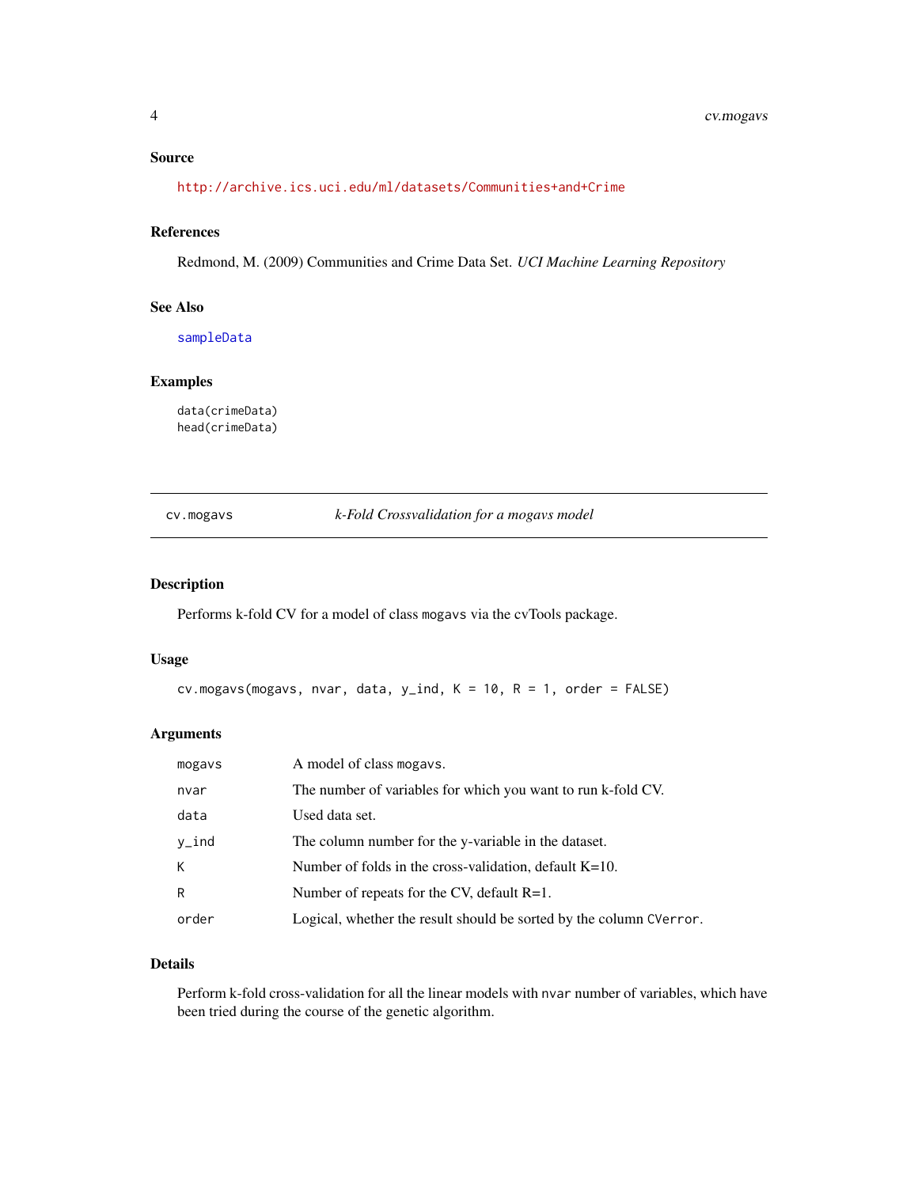### Source

http://archive.ics.uci.edu/ml/datasets/Communities+and+Crime

### References

Redmond, M. (2009) Communities and Crime Data Set. *UCI Machine Learning Repository*

### See Also

sampleData

### Examples

```
data(crimeData)
head(crimeData)
```

---

## cv.mogavs — *k-Fold Crossvalidation for a mogavs model*

---

### Description

Performs k-fold CV for a model of class `mogavs` via the cvTools package.

### Usage

```
cv.mogavs(mogavs, nvar, data, y_ind, K = 10, R = 1, order = FALSE)
```

### Arguments

| Argument | Description |
|---|---|
| `mogavs` | A model of class `mogavs`. |
| `nvar` | The number of variables for which you want to run k-fold CV. |
| `data` | Used data set. |
| `y_ind` | The column number for the y-variable in the dataset. |
| `K` | Number of folds in the cross-validation, default K=10. |
| `R` | Number of repeats for the CV, default R=1. |
| `order` | Logical, whether the result should be sorted by the column `CVerror`. |

### Details

Perform k-fold cross-validation for all the linear models with `nvar` number of variables, which have been tried during the course of the genetic algorithm.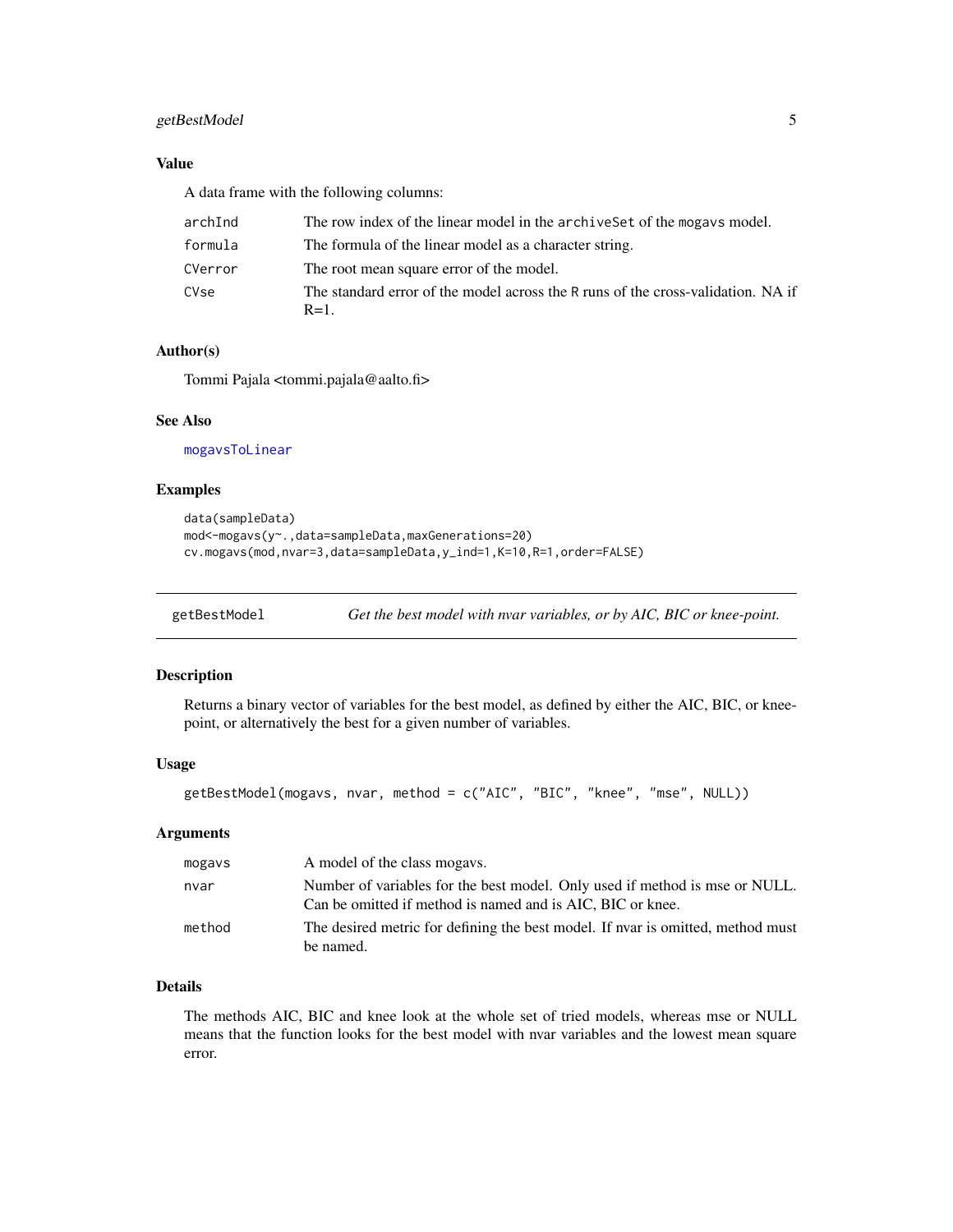### Value

A data frame with the following columns:

| | |
|---|---|
| archInd | The row index of the linear model in the archiveSet of the mogavs model. |
| formula | The formula of the linear model as a character string. |
| CVerror | The root mean square error of the model. |
| CVse | The standard error of the model across the R runs of the cross-validation. NA if R=1. |

### Author(s)

Tommi Pajala <tommi.pajala@aalto.fi>

### See Also

mogavsToLinear

### Examples

```
data(sampleData)
mod<-mogavs(y~.,data=sampleData,maxGenerations=20)
cv.mogavs(mod,nvar=3,data=sampleData,y_ind=1,K=10,R=1,order=FALSE)
```

---

## getBestModel — *Get the best model with nvar variables, or by AIC, BIC or knee-point.*

### Description

Returns a binary vector of variables for the best model, as defined by either the AIC, BIC, or knee-point, or alternatively the best for a given number of variables.

### Usage

```
getBestModel(mogavs, nvar, method = c("AIC", "BIC", "knee", "mse", NULL))
```

### Arguments

| | |
|---|---|
| mogavs | A model of the class mogavs. |
| nvar | Number of variables for the best model. Only used if method is mse or NULL. Can be omitted if method is named and is AIC, BIC or knee. |
| method | The desired metric for defining the best model. If nvar is omitted, method must be named. |

### Details

The methods AIC, BIC and knee look at the whole set of tried models, whereas mse or NULL means that the function looks for the best model with nvar variables and the lowest mean square error.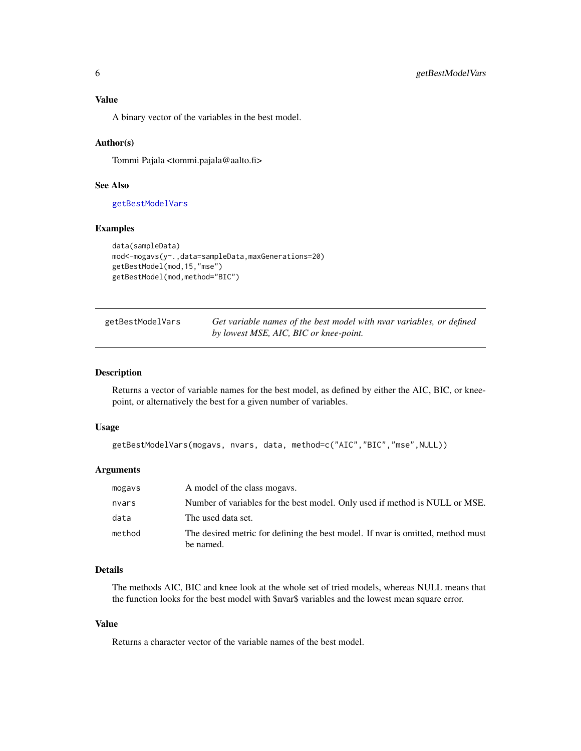### Value

A binary vector of the variables in the best model.

### Author(s)

Tommi Pajala <tommi.pajala@aalto.fi>

### See Also

getBestModelVars

### Examples

```
data(sampleData)
mod<-mogavs(y~.,data=sampleData,maxGenerations=20)
getBestModel(mod,15,"mse")
getBestModel(mod,method="BIC")
```

---

## getBestModelVars — *Get variable names of the best model with nvar variables, or defined by lowest MSE, AIC, BIC or knee-point.*

---

### Description

Returns a vector of variable names for the best model, as defined by either the AIC, BIC, or knee-point, or alternatively the best for a given number of variables.

### Usage

```
getBestModelVars(mogavs, nvars, data, method=c("AIC","BIC","mse",NULL))
```

### Arguments

| | |
|---|---|
| `mogavs` | A model of the class mogavs. |
| `nvars` | Number of variables for the best model. Only used if method is NULL or MSE. |
| `data` | The used data set. |
| `method` | The desired metric for defining the best model. If nvar is omitted, method must be named. |

### Details

The methods AIC, BIC and knee look at the whole set of tried models, whereas NULL means that the function looks for the best model with $nvar$ variables and the lowest mean square error.

### Value

Returns a character vector of the variable names of the best model.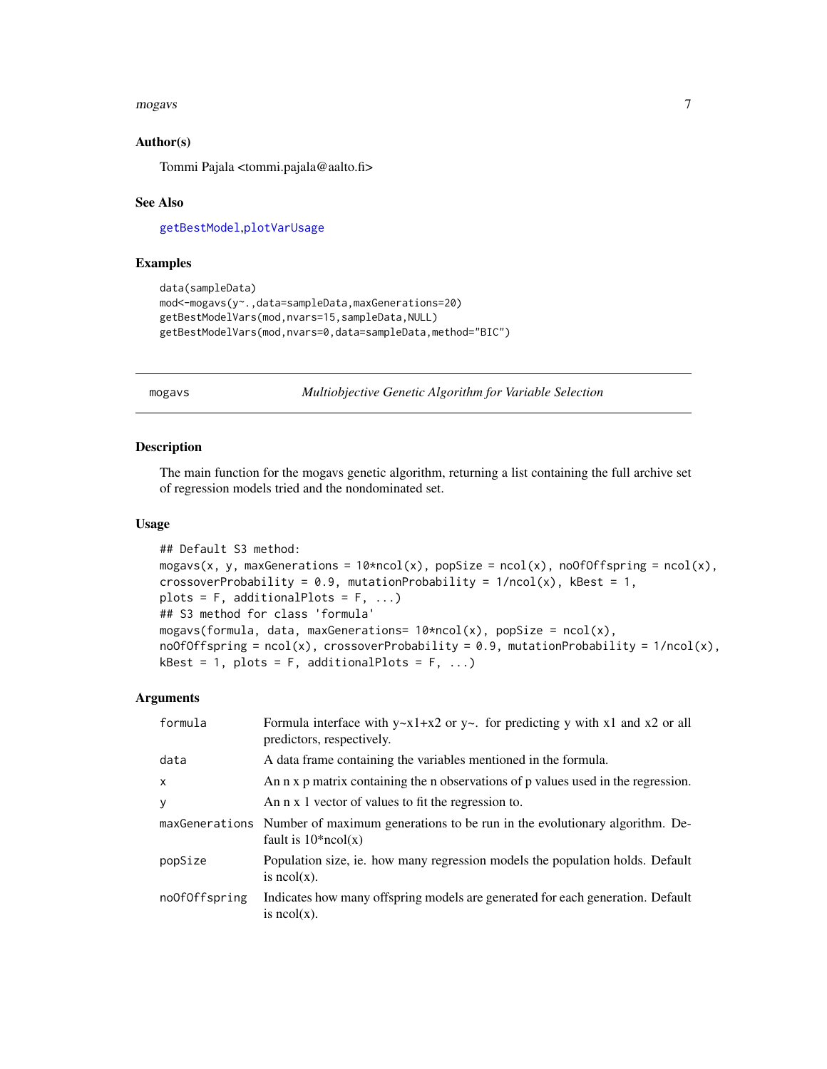### Author(s)

Tommi Pajala <tommi.pajala@aalto.fi>

### See Also

getBestModel, plotVarUsage

### Examples

```
data(sampleData)
mod<-mogavs(y~.,data=sampleData,maxGenerations=20)
getBestModelVars(mod,nvars=15,sampleData,NULL)
getBestModelVars(mod,nvars=0,data=sampleData,method="BIC")
```

---

## mogavs — *Multiobjective Genetic Algorithm for Variable Selection*

---

### Description

The main function for the mogavs genetic algorithm, returning a list containing the full archive set of regression models tried and the nondominated set.

### Usage

```
## Default S3 method:
mogavs(x, y, maxGenerations = 10*ncol(x), popSize = ncol(x), noOfOffspring = ncol(x),
crossoverProbability = 0.9, mutationProbability = 1/ncol(x), kBest = 1,
plots = F, additionalPlots = F, ...)
## S3 method for class 'formula'
mogavs(formula, data, maxGenerations= 10*ncol(x), popSize = ncol(x),
noOfOffspring = ncol(x), crossoverProbability = 0.9, mutationProbability = 1/ncol(x),
kBest = 1, plots = F, additionalPlots = F, ...)
```

### Arguments

| | |
|---|---|
| formula | Formula interface with y~x1+x2 or y~. for predicting y with x1 and x2 or all predictors, respectively. |
| data | A data frame containing the variables mentioned in the formula. |
| x | An n x p matrix containing the n observations of p values used in the regression. |
| y | An n x 1 vector of values to fit the regression to. |
| maxGenerations | Number of maximum generations to be run in the evolutionary algorithm. Default is 10*ncol(x) |
| popSize | Population size, ie. how many regression models the population holds. Default is ncol(x). |
| noOfOffspring | Indicates how many offspring models are generated for each generation. Default is ncol(x). |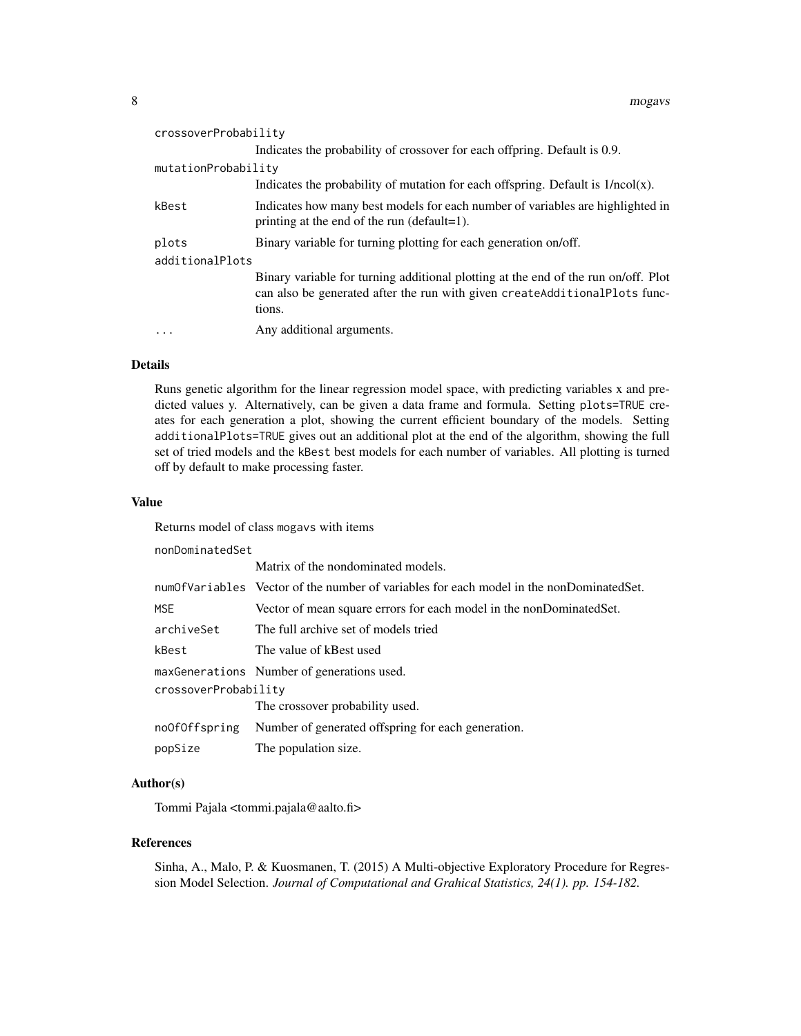| | |
|---|---|
| `crossoverProbability` | Indicates the probability of crossover for each offpring. Default is 0.9. |
| `mutationProbability` | Indicates the probability of mutation for each offspring. Default is 1/ncol(x). |
| `kBest` | Indicates how many best models for each number of variables are highlighted in printing at the end of the run (default=1). |
| `plots` | Binary variable for turning plotting for each generation on/off. |
| `additionalPlots` | Binary variable for turning additional plotting at the end of the run on/off. Plot can also be generated after the run with given `createAdditionalPlots` functions. |
| `...` | Any additional arguments. |

## Details

Runs genetic algorithm for the linear regression model space, with predicting variables x and predicted values y. Alternatively, can be given a data frame and formula. Setting `plots=TRUE` creates for each generation a plot, showing the current efficient boundary of the models. Setting `additionalPlots=TRUE` gives out an additional plot at the end of the algorithm, showing the full set of tried models and the `kBest` best models for each number of variables. All plotting is turned off by default to make processing faster.

## Value

Returns model of class `mogavs` with items

| | |
|---|---|
| `nonDominatedSet` | Matrix of the nondominated models. |
| `numOfVariables` | Vector of the number of variables for each model in the nonDominatedSet. |
| `MSE` | Vector of mean square errors for each model in the nonDominatedSet. |
| `archiveSet` | The full archive set of models tried |
| `kBest` | The value of kBest used |
| `maxGenerations` | Number of generations used. |
| `crossoverProbability` | The crossover probability used. |
| `noOfOffspring` | Number of generated offspring for each generation. |
| `popSize` | The population size. |

## Author(s)

Tommi Pajala <tommi.pajala@aalto.fi>

## References

Sinha, A., Malo, P. & Kuosmanen, T. (2015) A Multi-objective Exploratory Procedure for Regression Model Selection. *Journal of Computational and Grahical Statistics, 24(1). pp. 154-182.*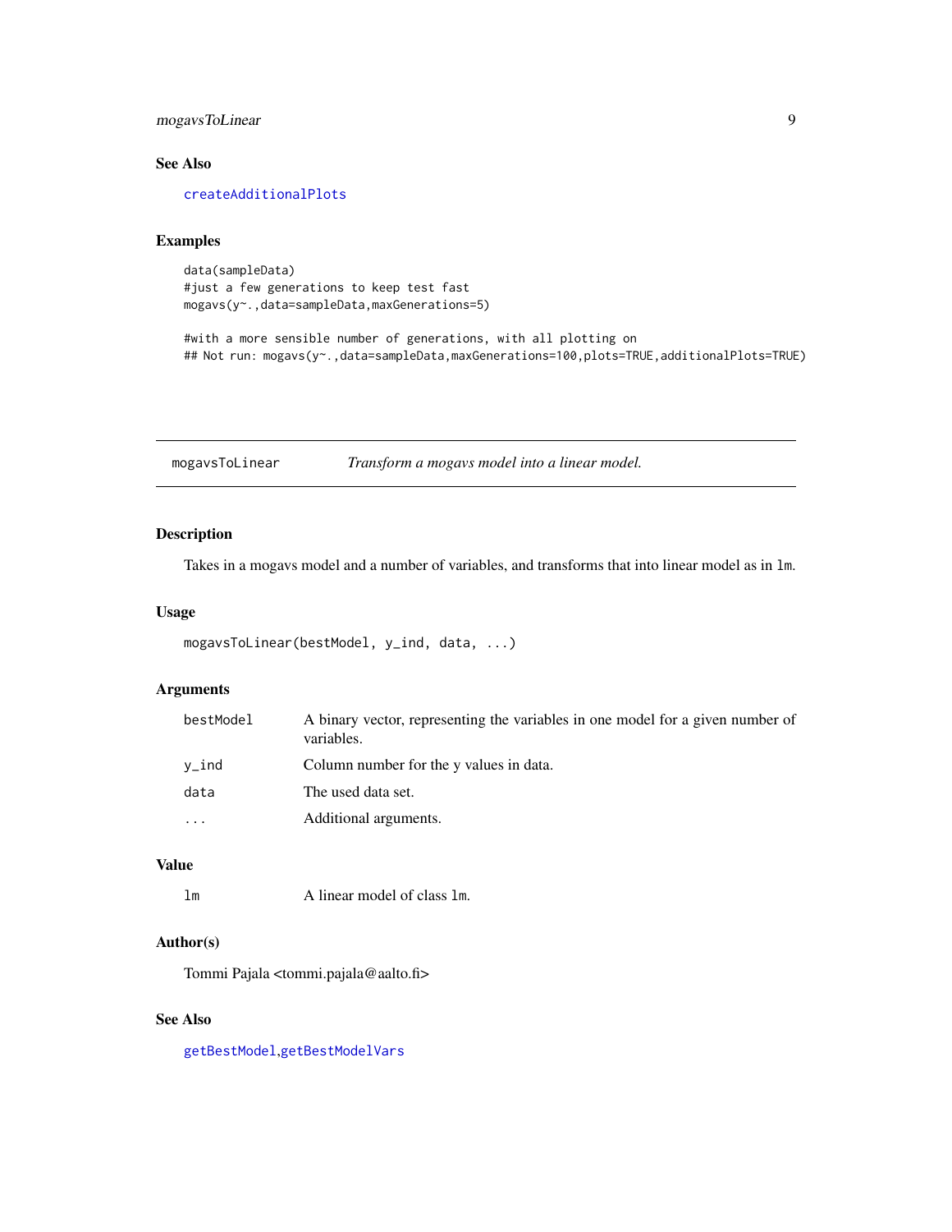### See Also

createAdditionalPlots

### Examples

```
data(sampleData)
#just a few generations to keep test fast
mogavs(y~.,data=sampleData,maxGenerations=5)

#with a more sensible number of generations, with all plotting on
## Not run: mogavs(y~.,data=sampleData,maxGenerations=100,plots=TRUE,additionalPlots=TRUE)
```

---

## mogavsToLinear — *Transform a mogavs model into a linear model.*

### Description

Takes in a mogavs model and a number of variables, and transforms that into linear model as in `lm`.

### Usage

```
mogavsToLinear(bestModel, y_ind, data, ...)
```

### Arguments

| | |
|---|---|
| bestModel | A binary vector, representing the variables in one model for a given number of variables. |
| y_ind | Column number for the y values in data. |
| data | The used data set. |
| ... | Additional arguments. |

### Value

| | |
|---|---|
| lm | A linear model of class `lm`. |

### Author(s)

Tommi Pajala <tommi.pajala@aalto.fi>

### See Also

getBestModel, getBestModelVars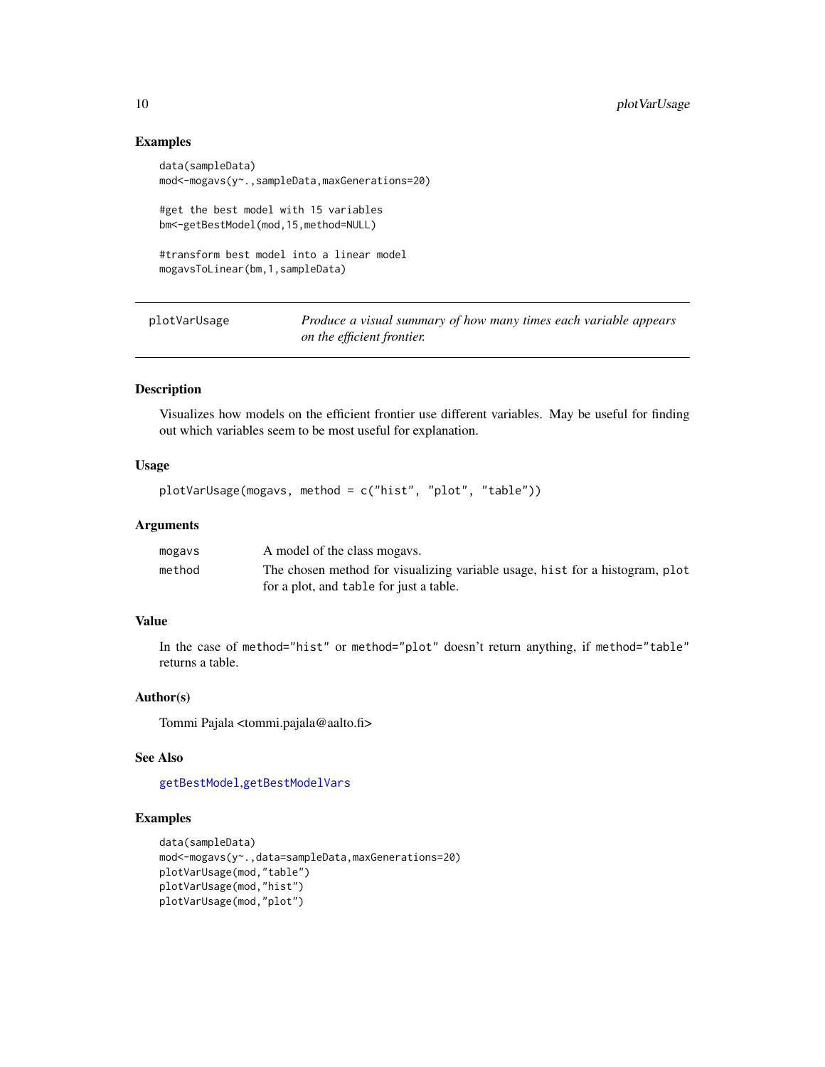### Examples

```
data(sampleData)
mod<-mogavs(y~.,sampleData,maxGenerations=20)

#get the best model with 15 variables
bm<-getBestModel(mod,15,method=NULL)

#transform best model into a linear model
mogavsToLinear(bm,1,sampleData)
```

---

## plotVarUsage — *Produce a visual summary of how many times each variable appears on the efficient frontier.*

---

### Description

Visualizes how models on the efficient frontier use different variables. May be useful for finding out which variables seem to be most useful for explanation.

### Usage

```
plotVarUsage(mogavs, method = c("hist", "plot", "table"))
```

### Arguments

| | |
|---|---|
| `mogavs` | A model of the class mogavs. |
| `method` | The chosen method for visualizing variable usage, `hist` for a histogram, `plot` for a plot, and `table` for just a table. |

### Value

In the case of `method="hist"` or `method="plot"` doesn't return anything, if `method="table"` returns a table.

### Author(s)

Tommi Pajala <tommi.pajala@aalto.fi>

### See Also

getBestModel,getBestModelVars

### Examples

```
data(sampleData)
mod<-mogavs(y~.,data=sampleData,maxGenerations=20)
plotVarUsage(mod,"table")
plotVarUsage(mod,"hist")
plotVarUsage(mod,"plot")
```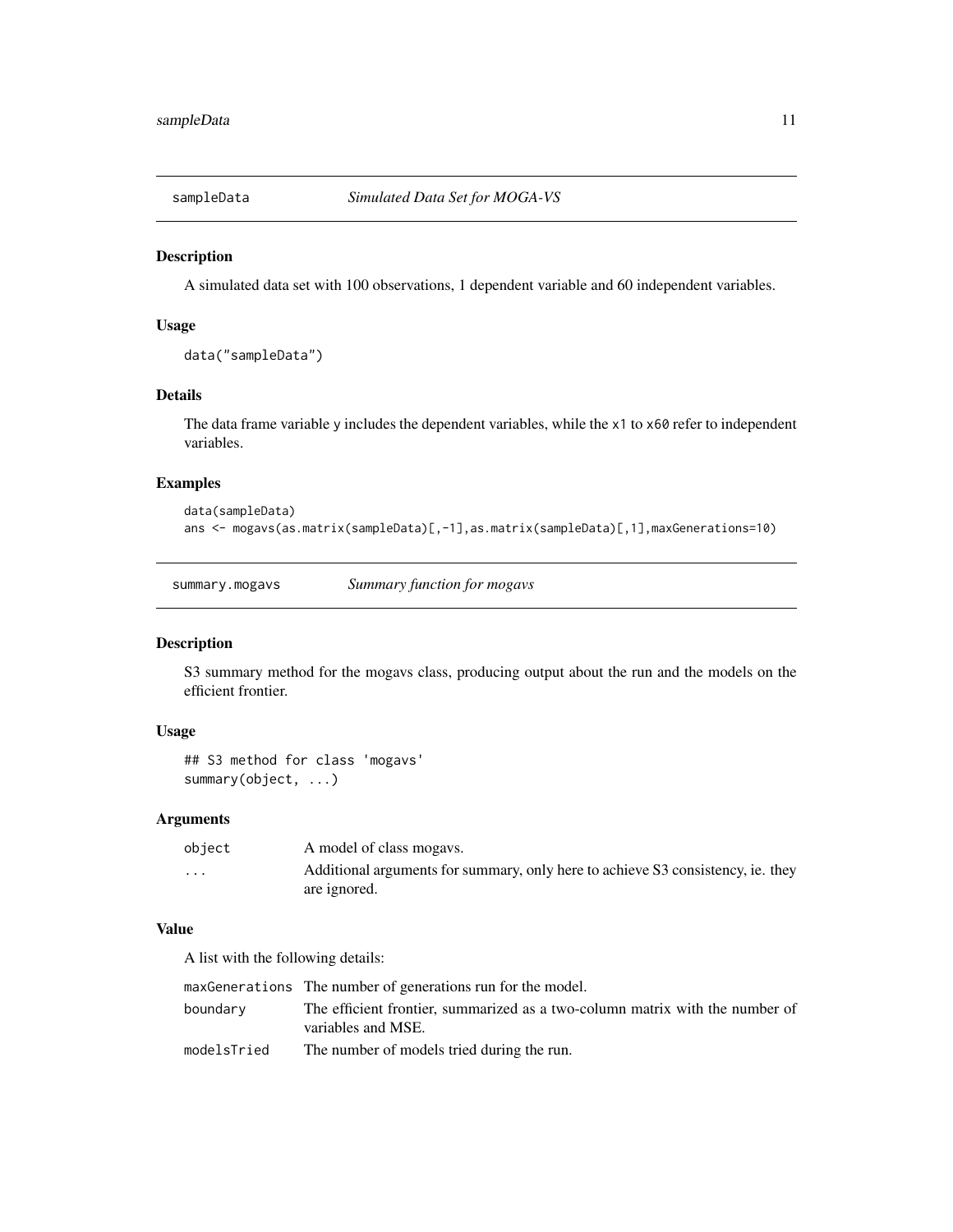## sampleData *Simulated Data Set for MOGA-VS*

### Description

A simulated data set with 100 observations, 1 dependent variable and 60 independent variables.

### Usage

```
data("sampleData")
```

### Details

The data frame variable y includes the dependent variables, while the x1 to x60 refer to independent variables.

### Examples

```
data(sampleData)
ans <- mogavs(as.matrix(sampleData)[,-1],as.matrix(sampleData)[,1],maxGenerations=10)
```

## summary.mogavs *Summary function for mogavs*

### Description

S3 summary method for the mogavs class, producing output about the run and the models on the efficient frontier.

### Usage

```
## S3 method for class 'mogavs'
summary(object, ...)
```

### Arguments

| | |
|---|---|
| object | A model of class mogavs. |
| ... | Additional arguments for summary, only here to achieve S3 consistency, ie. they are ignored. |

### Value

A list with the following details:

| | |
|---|---|
| maxGenerations | The number of generations run for the model. |
| boundary | The efficient frontier, summarized as a two-column matrix with the number of variables and MSE. |
| modelsTried | The number of models tried during the run. |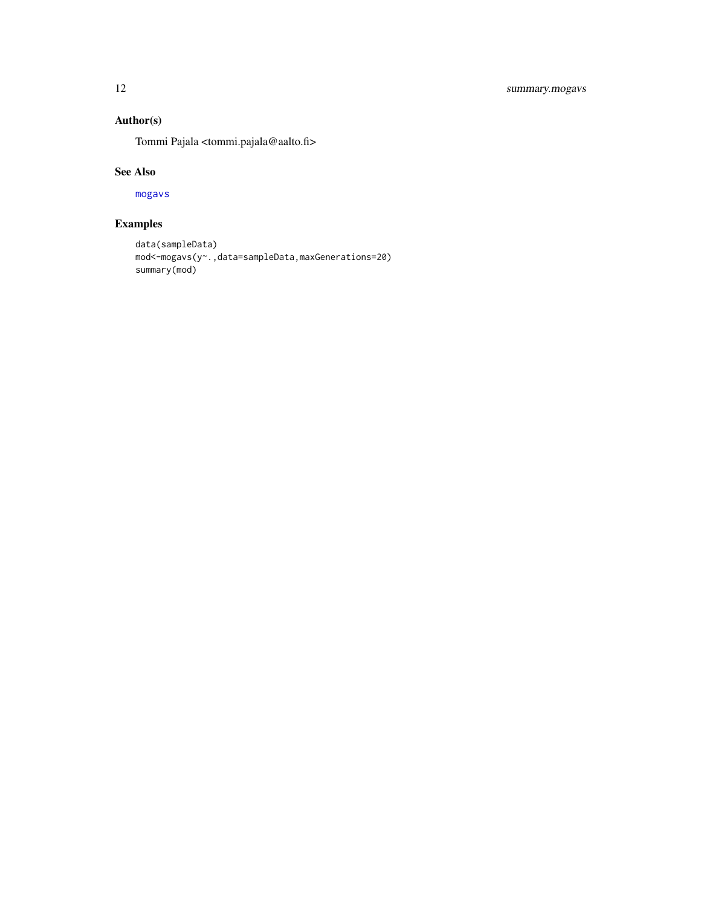## Author(s)

Tommi Pajala <tommi.pajala@aalto.fi>

## See Also

mogavs

## Examples

```
data(sampleData)
mod<-mogavs(y~.,data=sampleData,maxGenerations=20)
summary(mod)
```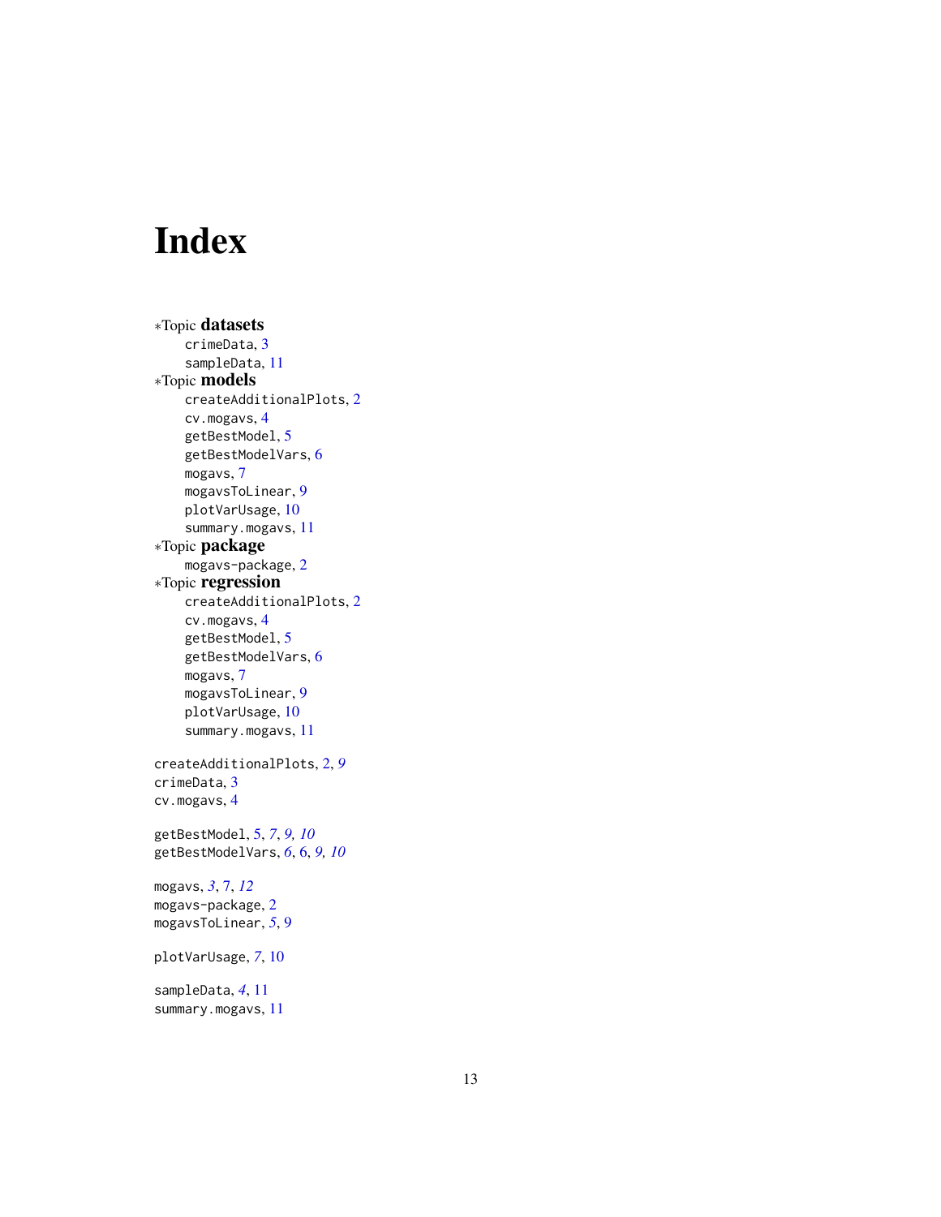# Index

*Topic **datasets**
- crimeData, 3
- sampleData, 11

*Topic **models**
- createAdditionalPlots, 2
- cv.mogavs, 4
- getBestModel, 5
- getBestModelVars, 6
- mogavs, 7
- mogavsToLinear, 9
- plotVarUsage, 10
- summary.mogavs, 11

*Topic **package**
- mogavs-package, 2

*Topic **regression**
- createAdditionalPlots, 2
- cv.mogavs, 4
- getBestModel, 5
- getBestModelVars, 6
- mogavs, 7
- mogavsToLinear, 9
- plotVarUsage, 10
- summary.mogavs, 11

createAdditionalPlots, 2, *9*
crimeData, 3
cv.mogavs, 4

getBestModel, 5, *7*, *9*, *10*
getBestModelVars, *6*, 6, *9*, *10*

mogavs, *3*, 7, *12*
mogavs-package, 2
mogavsToLinear, *5*, 9

plotVarUsage, *7*, 10

sampleData, *4*, 11
summary.mogavs, 11